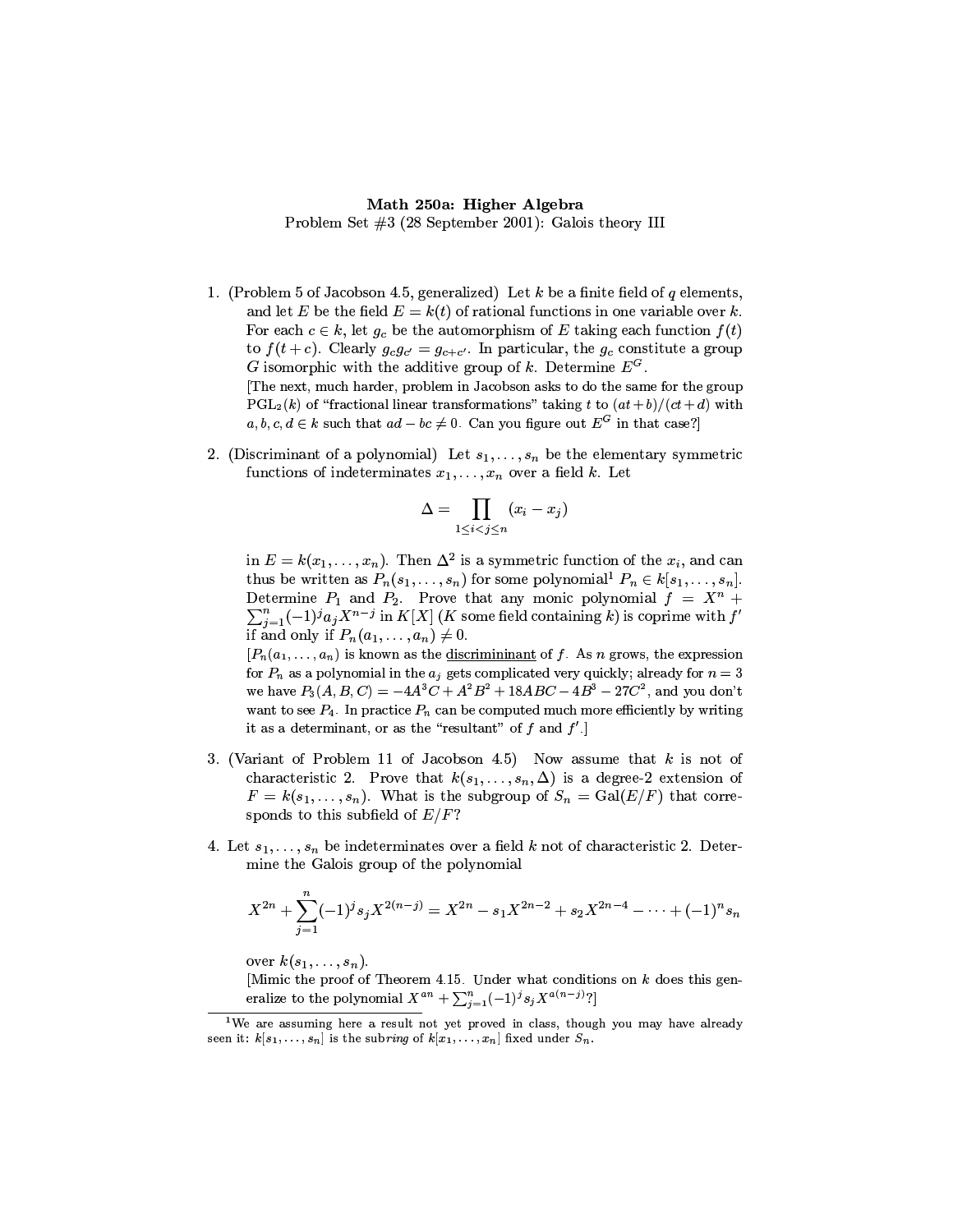**Math 250a: Higher Algebra**
Problem Set #3 (28 September 2001): Galois theory III

1. (Problem 5 of Jacobson 4.5, generalized) Let $k$ be a finite field of $q$ elements, and let $E$ be the field $E = k(t)$ of rational functions in one variable over $k$. For each $c \in k$, let $g_c$ be the automorphism of $E$ taking each function $f(t)$ to $f(t+c)$. Clearly $g_c g_{c'} = g_{c+c'}$. In particular, the $g_c$ constitute a group $G$ isomorphic with the additive group of $k$. Determine $E^G$.
[The next, much harder, problem in Jacobson asks to do the same for the group $\mathrm{PGL}_2(k)$ of "fractional linear transformations" taking $t$ to $(at+b)/(ct+d)$ with $a, b, c, d \in k$ such that $ad - bc \neq 0$. Can you figure out $E^G$ in that case?]

2. (Discriminant of a polynomial) Let $s_1, \ldots, s_n$ be the elementary symmetric functions of indeterminates $x_1, \ldots, x_n$ over a field $k$. Let
$$\Delta = \prod_{1 \le i < j \le n} (x_i - x_j)$$
in $E = k(x_1, \ldots, x_n)$. Then $\Delta^2$ is a symmetric function of the $x_i$, and can thus be written as $P_n(s_1, \ldots, s_n)$ for some polynomial[1] $P_n \in k[s_1, \ldots, s_n]$. Determine $P_1$ and $P_2$. Prove that any monic polynomial $f = X^n + \sum_{j=1}^n (-1)^j a_j X^{n-j}$ in $K[X]$ ($K$ some field containing $k$) is coprime with $f'$ if and only if $P_n(a_1, \ldots, a_n) \neq 0$.
[$P_n(a_1, \ldots, a_n)$ is known as the <u>discrimininant</u> of $f$. As $n$ grows, the expression for $P_n$ as a polynomial in the $a_j$ gets complicated very quickly; already for $n = 3$ we have $P_3(A, B, C) = -4A^3C + A^2B^2 + 18ABC - 4B^3 - 27C^2$, and you don't want to see $P_4$. In practice $P_n$ can be computed much more efficiently by writing it as a determinant, or as the "resultant" of $f$ and $f'$.]

3. (Variant of Problem 11 of Jacobson 4.5) Now assume that $k$ is not of characteristic 2. Prove that $k(s_1, \ldots, s_n, \Delta)$ is a degree-2 extension of $F = k(s_1, \ldots, s_n)$. What is the subgroup of $S_n = \mathrm{Gal}(E/F)$ that corresponds to this subfield of $E/F$?

4. Let $s_1, \ldots, s_n$ be indeterminates over a field $k$ not of characteristic 2. Determine the Galois group of the polynomial
$$X^{2n} + \sum_{j=1}^n (-1)^j s_j X^{2(n-j)} = X^{2n} - s_1 X^{2n-2} + s_2 X^{2n-4} - \cdots + (-1)^n s_n$$
over $k(s_1, \ldots, s_n)$.
[Mimic the proof of Theorem 4.15. Under what conditions on $k$ does this generalize to the polynomial $X^{an} + \sum_{j=1}^n (-1)^j s_j X^{a(n-j)}$?]

[1] We are assuming here a result not yet proved in class, though you may have already seen it: $k[s_1, \ldots, s_n]$ is the sub*ring* of $k[x_1, \ldots, x_n]$ fixed under $S_n$.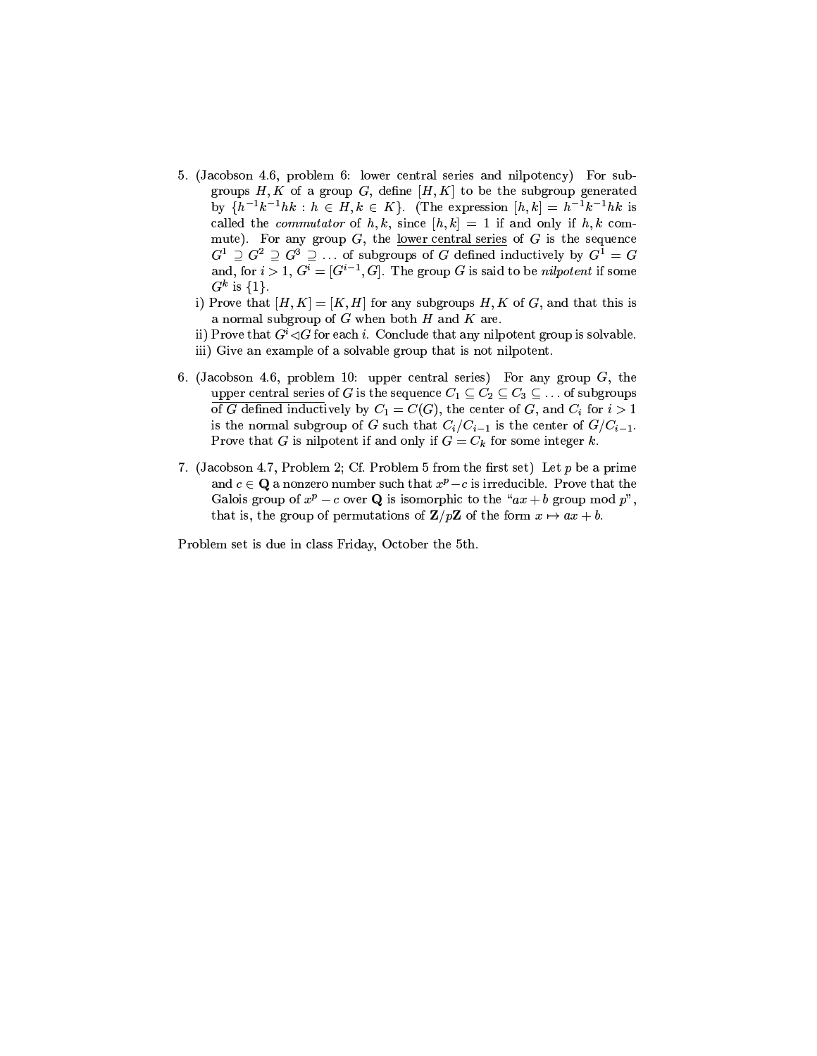5. (Jacobson 4.6, problem 6: lower central series and nilpotency) For subgroups $H, K$ of a group $G$, define $[H, K]$ to be the subgroup generated by $\{h^{-1}k^{-1}hk : h \in H, k \in K\}$. (The expression $[h, k] = h^{-1}k^{-1}hk$ is called the *commutator* of $h, k$, since $[h, k] = 1$ if and only if $h, k$ commute). For any group $G$, the lower central series of $G$ is the sequence $G^1 \supseteq G^2 \supseteq G^3 \supseteq \ldots$ of subgroups of $G$ defined inductively by $G^1 = G$ and, for $i > 1$, $G^i = [G^{i-1}, G]$. The group $G$ is said to be *nilpotent* if some $G^k$ is $\{1\}$.

   i) Prove that $[H, K] = [K, H]$ for any subgroups $H, K$ of $G$, and that this is a normal subgroup of $G$ when both $H$ and $K$ are.

   ii) Prove that $G^i \triangleleft G$ for each $i$. Conclude that any nilpotent group is solvable.

   iii) Give an example of a solvable group that is not nilpotent.

6. (Jacobson 4.6, problem 10: upper central series) For any group $G$, the upper central series of $G$ is the sequence $C_1 \subseteq C_2 \subseteq C_3 \subseteq \ldots$ of subgroups of $G$ defined inductively by $C_1 = C(G)$, the center of $G$, and $C_i$ for $i > 1$ is the normal subgroup of $G$ such that $C_i/C_{i-1}$ is the center of $G/C_{i-1}$. Prove that $G$ is nilpotent if and only if $G = C_k$ for some integer $k$.

7. (Jacobson 4.7, Problem 2; Cf. Problem 5 from the first set) Let $p$ be a prime and $c \in \mathbf{Q}$ a nonzero number such that $x^p - c$ is irreducible. Prove that the Galois group of $x^p - c$ over $\mathbf{Q}$ is isomorphic to the "$ax + b$ group mod $p$", that is, the group of permutations of $\mathbf{Z}/p\mathbf{Z}$ of the form $x \mapsto ax + b$.

Problem set is due in class Friday, October the 5th.